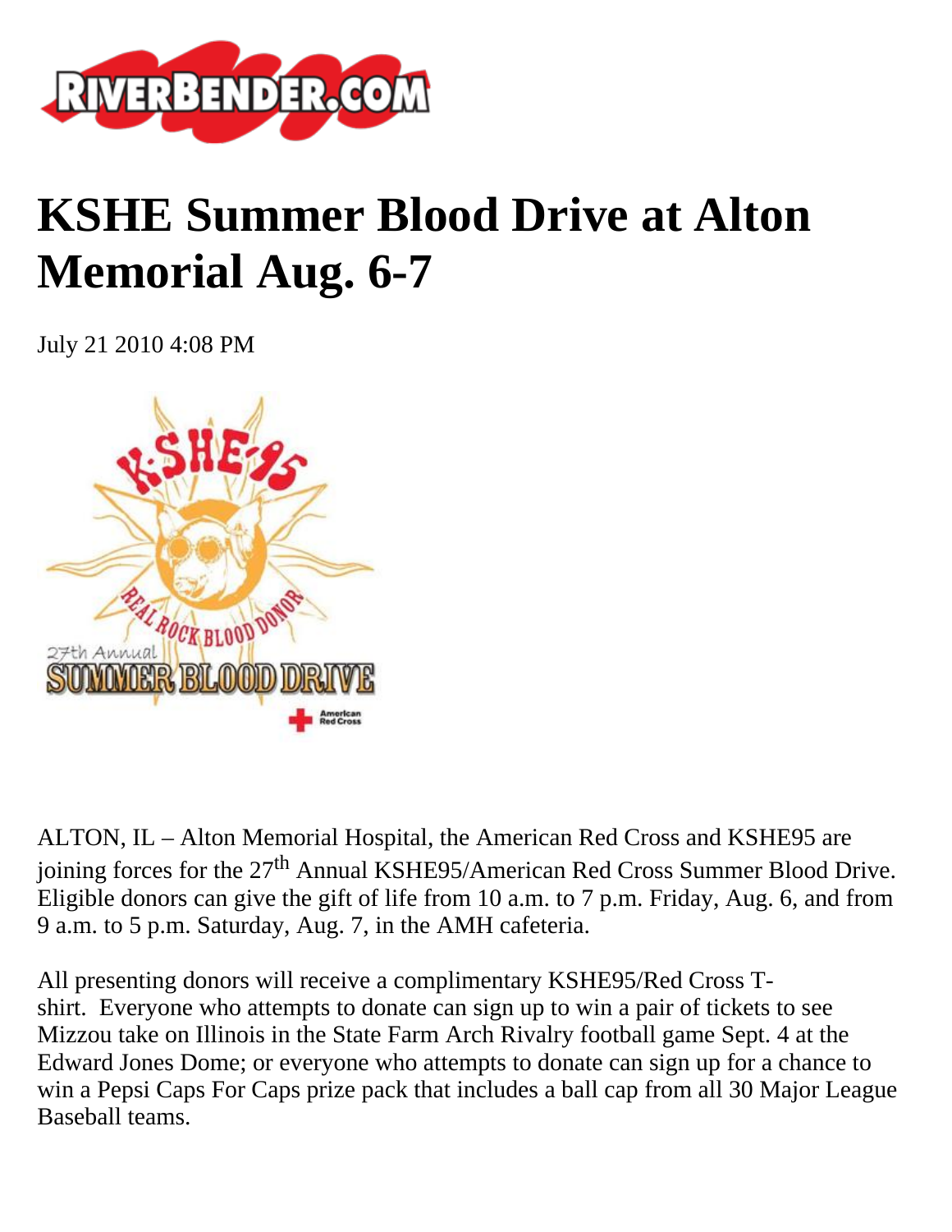# KSHE Summer Blood Drive at Alton Memorial Aug. 6-7

July 21 2010 4:08 PM

ALTON, IL – Alton Memorial Hospital, the American Red Cross and KSHE95 are joining forces for the 27th Annual KSHE95/American Red Cross Summer Blood Drive. Eligible donors can give the gift of life from 10 a.m. to 7 p.m. Friday, Aug. 6, and from 9 a.m. to 5 p.m. Saturday, Aug. 7, in the AMH cafeteria.

All presenting donors will receive a complimentary KSHE95/Red Cross T-shirt. Everyone who attempts to donate can sign up to win a pair of tickets to see Mizzou take on Illinois in the State Farm Arch Rivalry football game Sept. 4 at the Edward Jones Dome; or everyone who attempts to donate can sign up for a chance to win a Pepsi Caps For Caps prize pack that includes a ball cap from all 30 Major League Baseball teams.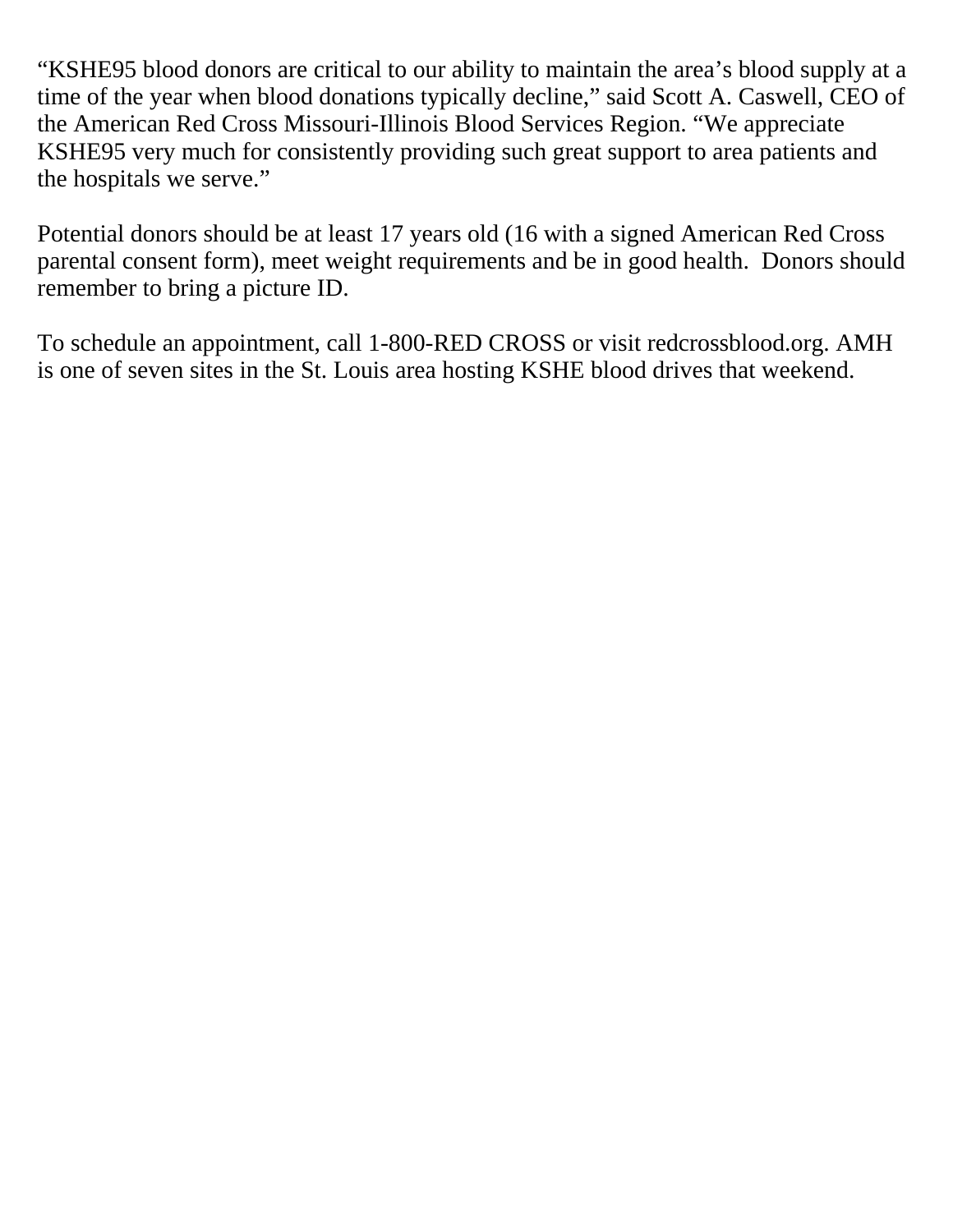"KSHE95 blood donors are critical to our ability to maintain the area's blood supply at a time of the year when blood donations typically decline," said Scott A. Caswell, CEO of the American Red Cross Missouri-Illinois Blood Services Region. "We appreciate KSHE95 very much for consistently providing such great support to area patients and the hospitals we serve."

Potential donors should be at least 17 years old (16 with a signed American Red Cross parental consent form), meet weight requirements and be in good health. Donors should remember to bring a picture ID.

To schedule an appointment, call 1-800-RED CROSS or visit redcrossblood.org. AMH is one of seven sites in the St. Louis area hosting KSHE blood drives that weekend.